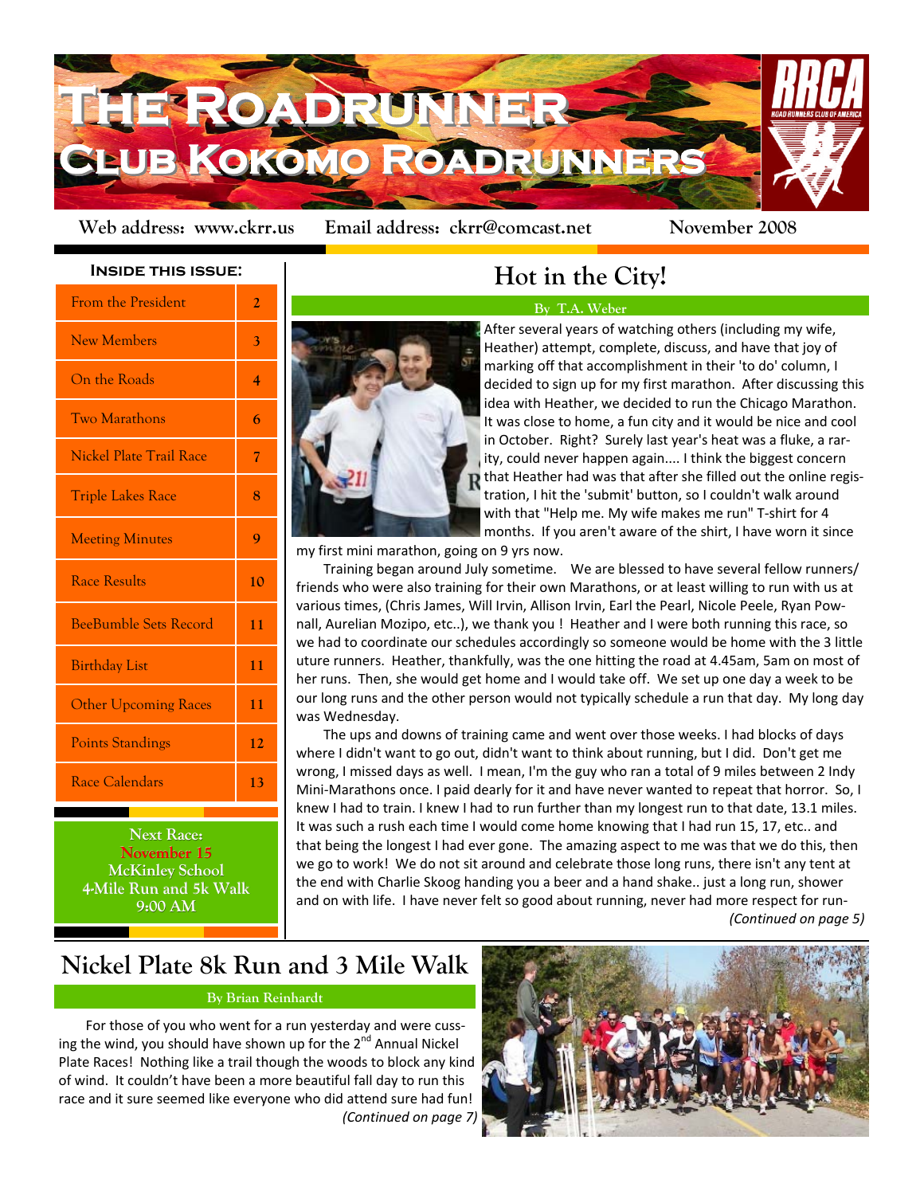# The Roadrunner

## Club Kokomo Roadrunners

Web address: www.ckrr.us    Email address: ckrr@comcast.net    November 2008

**Inside this issue:**

| | |
|---|---|
| From the President | 2 |
| New Members | 3 |
| On the Roads | 4 |
| Two Marathons | 6 |
| Nickel Plate Trail Race | 7 |
| Triple Lakes Race | 8 |
| Meeting Minutes | 9 |
| Race Results | 10 |
| BeeBumble Sets Record | 11 |
| Birthday List | 11 |
| Other Upcoming Races | 11 |
| Points Standings | 12 |
| Race Calendars | 13 |

**Next Race:**
**November 15**
**McKinley School**
**4-Mile Run and 5k Walk**
**9:00 AM**

## Hot in the City!

**By T.A. Weber**

After several years of watching others (including my wife, Heather) attempt, complete, discuss, and have that joy of marking off that accomplishment in their 'to do' column, I decided to sign up for my first marathon. After discussing this idea with Heather, we decided to run the Chicago Marathon. It was close to home, a fun city and it would be nice and cool in October. Right? Surely last year's heat was a fluke, a rarity, could never happen again.... I think the biggest concern that Heather had was that after she filled out the online registration, I hit the 'submit' button, so I couldn't walk around with that "Help me. My wife makes me run" T-shirt for 4 months. If you aren't aware of the shirt, I have worn it since my first mini marathon, going on 9 yrs now.

Training began around July sometime. We are blessed to have several fellow runners/ friends who were also training for their own Marathons, or at least willing to run with us at various times, (Chris James, Will Irvin, Allison Irvin, Earl the Pearl, Nicole Peele, Ryan Pownall, Aurelian Mozipo, etc..), we thank you ! Heather and I were both running this race, so we had to coordinate our schedules accordingly so someone would be home with the 3 little uture runners. Heather, thankfully, was the one hitting the road at 4.45am, 5am on most of her runs. Then, she would get home and I would take off. We set up one day a week to be our long runs and the other person would not typically schedule a run that day. My long day was Wednesday.

The ups and downs of training came and went over those weeks. I had blocks of days where I didn't want to go out, didn't want to think about running, but I did. Don't get me wrong, I missed days as well. I mean, I'm the guy who ran a total of 9 miles between 2 Indy Mini-Marathons once. I paid dearly for it and have never wanted to repeat that horror. So, I knew I had to train. I knew I had to run further than my longest run to that date, 13.1 miles. It was such a rush each time I would come home knowing that I had run 15, 17, etc.. and that being the longest I had ever gone. The amazing aspect to me was that we do this, then we go to work! We do not sit around and celebrate those long runs, there isn't any tent at the end with Charlie Skoog handing you a beer and a hand shake.. just a long run, shower and on with life. I have never felt so good about running, never had more respect for run-

*(Continued on page 5)*

## Nickel Plate 8k Run and 3 Mile Walk

**By Brian Reinhardt**

For those of you who went for a run yesterday and were cussing the wind, you should have shown up for the 2nd Annual Nickel Plate Races! Nothing like a trail though the woods to block any kind of wind. It couldn't have been a more beautiful fall day to run this race and it sure seemed like everyone who did attend sure had fun!

*(Continued on page 7)*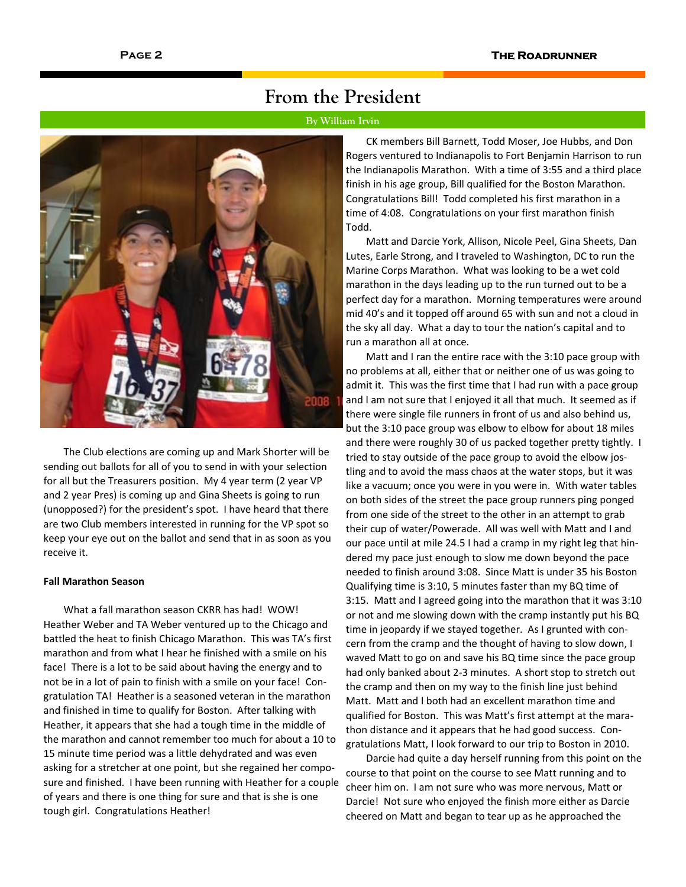# From the President

By William Irvin

The Club elections are coming up and Mark Shorter will be sending out ballots for all of you to send in with your selection for all but the Treasurers position. My 4 year term (2 year VP and 2 year Pres) is coming up and Gina Sheets is going to run (unopposed?) for the president's spot. I have heard that there are two Club members interested in running for the VP spot so keep your eye out on the ballot and send that in as soon as you receive it.

**Fall Marathon Season**

What a fall marathon season CKRR has had! WOW! Heather Weber and TA Weber ventured up to the Chicago and battled the heat to finish Chicago Marathon. This was TA's first marathon and from what I hear he finished with a smile on his face! There is a lot to be said about having the energy and to not be in a lot of pain to finish with a smile on your face! Congratulation TA! Heather is a seasoned veteran in the marathon and finished in time to qualify for Boston. After talking with Heather, it appears that she had a tough time in the middle of the marathon and cannot remember too much for about a 10 to 15 minute time period was a little dehydrated and was even asking for a stretcher at one point, but she regained her composure and finished. I have been running with Heather for a couple of years and there is one thing for sure and that is she is one tough girl. Congratulations Heather!

CK members Bill Barnett, Todd Moser, Joe Hubbs, and Don Rogers ventured to Indianapolis to Fort Benjamin Harrison to run the Indianapolis Marathon. With a time of 3:55 and a third place finish in his age group, Bill qualified for the Boston Marathon. Congratulations Bill! Todd completed his first marathon in a time of 4:08. Congratulations on your first marathon finish Todd.

Matt and Darcie York, Allison, Nicole Peel, Gina Sheets, Dan Lutes, Earle Strong, and I traveled to Washington, DC to run the Marine Corps Marathon. What was looking to be a wet cold marathon in the days leading up to the run turned out to be a perfect day for a marathon. Morning temperatures were around mid 40's and it topped off around 65 with sun and not a cloud in the sky all day. What a day to tour the nation's capital and to run a marathon all at once.

Matt and I ran the entire race with the 3:10 pace group with no problems at all, either that or neither one of us was going to admit it. This was the first time that I had run with a pace group and I am not sure that I enjoyed it all that much. It seemed as if there were single file runners in front of us and also behind us, but the 3:10 pace group was elbow to elbow for about 18 miles and there were roughly 30 of us packed together pretty tightly. I tried to stay outside of the pace group to avoid the elbow jostling and to avoid the mass chaos at the water stops, but it was like a vacuum; once you were in you were in. With water tables on both sides of the street the pace group runners ping ponged from one side of the street to the other in an attempt to grab their cup of water/Powerade. All was well with Matt and I and our pace until at mile 24.5 I had a cramp in my right leg that hindered my pace just enough to slow me down beyond the pace needed to finish around 3:08. Since Matt is under 35 his Boston Qualifying time is 3:10, 5 minutes faster than my BQ time of 3:15. Matt and I agreed going into the marathon that it was 3:10 or not and me slowing down with the cramp instantly put his BQ time in jeopardy if we stayed together. As I grunted with concern from the cramp and the thought of having to slow down, I waved Matt to go on and save his BQ time since the pace group had only banked about 2-3 minutes. A short stop to stretch out the cramp and then on my way to the finish line just behind Matt. Matt and I both had an excellent marathon time and qualified for Boston. This was Matt's first attempt at the marathon distance and it appears that he had good success. Congratulations Matt, I look forward to our trip to Boston in 2010.

Darcie had quite a day herself running from this point on the course to that point on the course to see Matt running and to cheer him on. I am not sure who was more nervous, Matt or Darcie! Not sure who enjoyed the finish more either as Darcie cheered on Matt and began to tear up as he approached the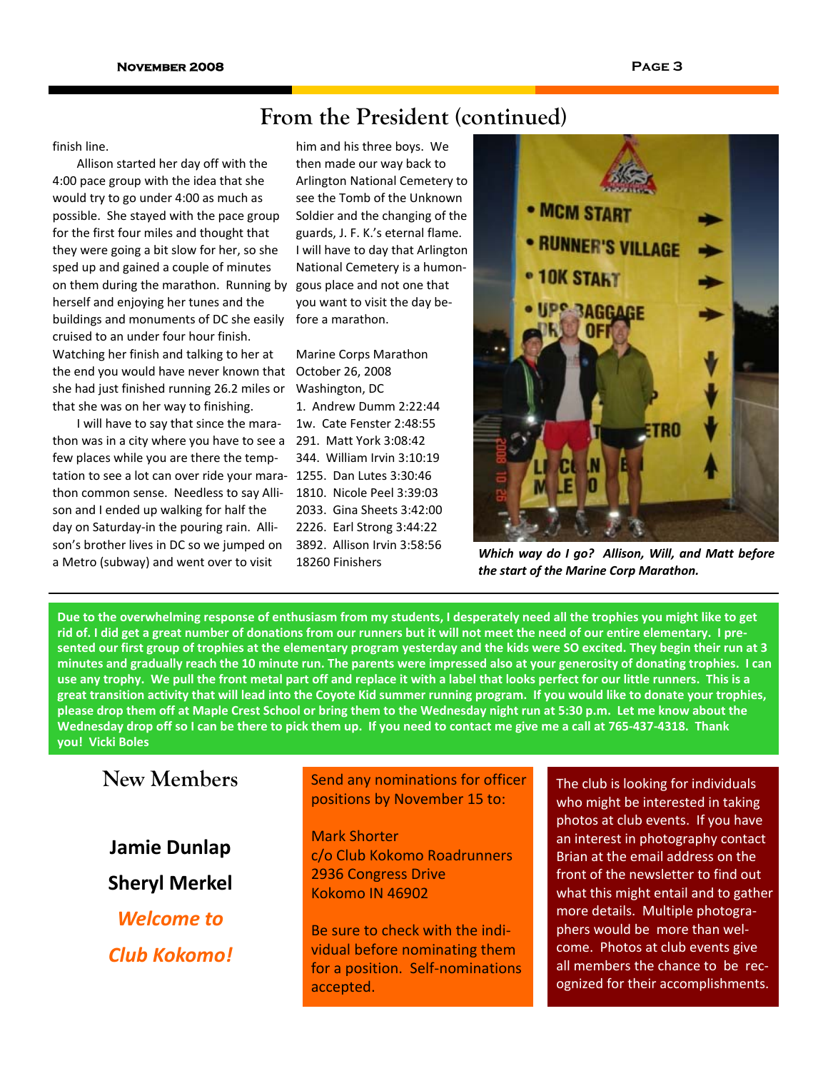## From the President (continued)

finish line.

Allison started her day off with the 4:00 pace group with the idea that she would try to go under 4:00 as much as possible. She stayed with the pace group for the first four miles and thought that they were going a bit slow for her, so she sped up and gained a couple of minutes on them during the marathon. Running by herself and enjoying her tunes and the buildings and monuments of DC she easily cruised to an under four hour finish. Watching her finish and talking to her at the end you would have never known that she had just finished running 26.2 miles or that she was on her way to finishing.

I will have to say that since the marathon was in a city where you have to see a few places while you are there the temptation to see a lot can over ride your marathon common sense. Needless to say Allison and I ended up walking for half the day on Saturday-in the pouring rain. Allison's brother lives in DC so we jumped on a Metro (subway) and went over to visit him and his three boys. We then made our way back to Arlington National Cemetery to see the Tomb of the Unknown Soldier and the changing of the guards, J. F. K.'s eternal flame. I will have to day that Arlington National Cemetery is a humongous place and not one that you want to visit the day before a marathon.

Marine Corps Marathon
October 26, 2008
Washington, DC
1. Andrew Dumm 2:22:44
1w. Cate Fenster 2:48:55
291. Matt York 3:08:42
344. William Irvin 3:10:19
1255. Dan Lutes 3:30:46
1810. Nicole Peel 3:39:03
2033. Gina Sheets 3:42:00
2226. Earl Strong 3:44:22
3892. Allison Irvin 3:58:56
18260 Finishers

***Which way do I go? Allison, Will, and Matt before the start of the Marine Corp Marathon.***

**Due to the overwhelming response of enthusiasm from my students, I desperately need all the trophies you might like to get rid of. I did get a great number of donations from our runners but it will not meet the need of our entire elementary. I presented our first group of trophies at the elementary program yesterday and the kids were SO excited. They begin their run at 3 minutes and gradually reach the 10 minute run. The parents were impressed also at your generosity of donating trophies. I can use any trophy. We pull the front metal part off and replace it with a label that looks perfect for our little runners. This is a great transition activity that will lead into the Coyote Kid summer running program. If you would like to donate your trophies, please drop them off at Maple Crest School or bring them to the Wednesday night run at 5:30 p.m. Let me know about the Wednesday drop off so I can be there to pick them up. If you need to contact me give me a call at 765-437-4318. Thank you! Vicki Boles**

## New Members

**Jamie Dunlap**

**Sheryl Merkel**

***Welcome to Club Kokomo!***

Send any nominations for officer positions by November 15 to:

Mark Shorter
c/o Club Kokomo Roadrunners
2936 Congress Drive
Kokomo IN 46902

Be sure to check with the individual before nominating them for a position. Self-nominations accepted.

The club is looking for individuals who might be interested in taking photos at club events. If you have an interest in photography contact Brian at the email address on the front of the newsletter to find out what this might entail and to gather more details. Multiple photographers would be more than welcome. Photos at club events give all members the chance to be recognized for their accomplishments.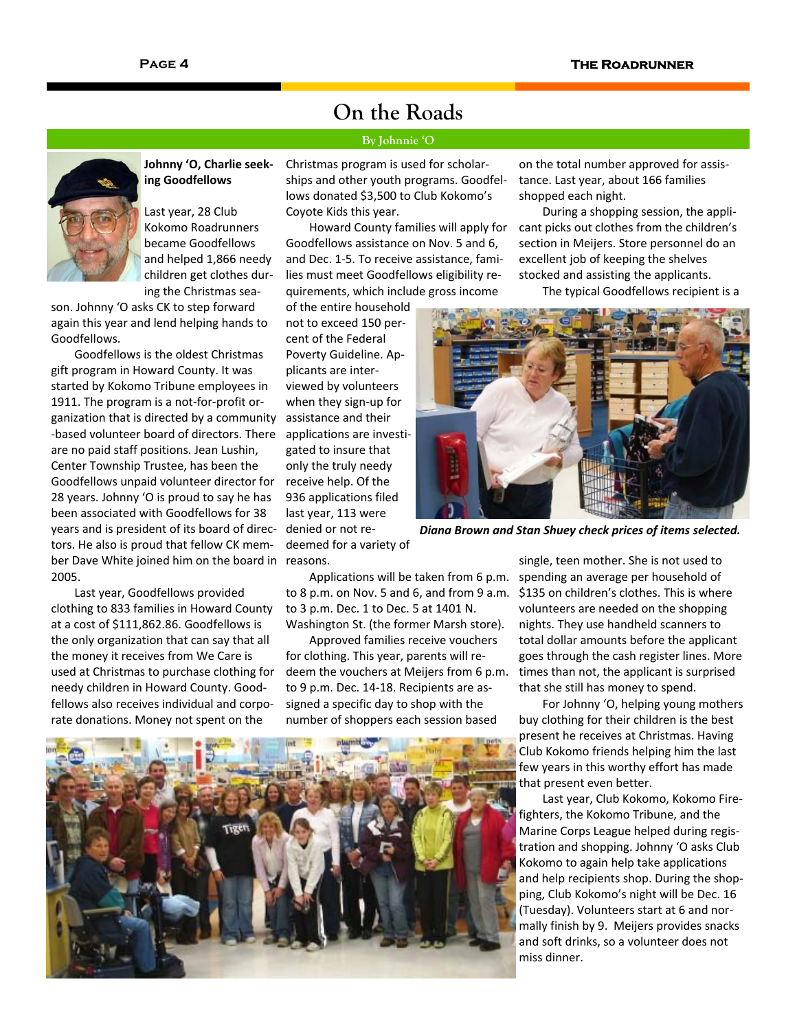# On the Roads

By Johnnie 'O

**Johnny 'O, Charlie seeking Goodfellows**

Last year, 28 Club Kokomo Roadrunners became Goodfellows and helped 1,866 needy children get clothes during the Christmas season. Johnny 'O asks CK to step forward again this year and lend helping hands to Goodfellows.

Goodfellows is the oldest Christmas gift program in Howard County. It was started by Kokomo Tribune employees in 1911. The program is a not-for-profit organization that is directed by a community-based volunteer board of directors. There are no paid staff positions. Jean Lushin, Center Township Trustee, has been the Goodfellows unpaid volunteer director for 28 years. Johnny 'O is proud to say he has been associated with Goodfellows for 38 years and is president of its board of directors. He also is proud that fellow CK member Dave White joined him on the board in 2005.

Last year, Goodfellows provided clothing to 833 families in Howard County at a cost of $111,862.86. Goodfellows is the only organization that can say that all the money it receives from We Care is used at Christmas to purchase clothing for needy children in Howard County. Goodfellows also receives individual and corporate donations. Money not spent on the Christmas program is used for scholarships and other youth programs. Goodfellows donated $3,500 to Club Kokomo's Coyote Kids this year.

Howard County families will apply for Goodfellows assistance on Nov. 5 and 6, and Dec. 1-5. To receive assistance, families must meet Goodfellows eligibility requirements, which include gross income of the entire household not to exceed 150 percent of the Federal Poverty Guideline. Applicants are interviewed by volunteers when they sign-up for assistance and their applications are investigated to insure that only the truly needy receive help. Of the 936 applications filed last year, 113 were denied or not redeemed for a variety of reasons.

Applications will be taken from 6 p.m. to 8 p.m. on Nov. 5 and 6, and from 9 a.m. to 3 p.m. Dec. 1 to Dec. 5 at 1401 N. Washington St. (the former Marsh store).

Approved families receive vouchers for clothing. This year, parents will redeem the vouchers at Meijers from 6 p.m. to 9 p.m. Dec. 14-18. Recipients are assigned a specific day to shop with the number of shoppers each session based on the total number approved for assistance. Last year, about 166 families shopped each night.

During a shopping session, the applicant picks out clothes from the children's section in Meijers. Store personnel do an excellent job of keeping the shelves stocked and assisting the applicants.

*Diana Brown and Stan Shuey check prices of items selected.*

The typical Goodfellows recipient is a single, teen mother. She is not used to spending an average per household of $135 on children's clothes. This is where volunteers are needed on the shopping nights. They use handheld scanners to total dollar amounts before the applicant goes through the cash register lines. More times than not, the applicant is surprised that she still has money to spend.

For Johnny 'O, helping young mothers buy clothing for their children is the best present he receives at Christmas. Having Club Kokomo friends helping him the last few years in this worthy effort has made that present even better.

Last year, Club Kokomo, Kokomo Firefighters, the Kokomo Tribune, and the Marine Corps League helped during registration and shopping. Johnny 'O asks Club Kokomo to again help take applications and help recipients shop. During the shopping, Club Kokomo's night will be Dec. 16 (Tuesday). Volunteers start at 6 and normally finish by 9. Meijers provides snacks and soft drinks, so a volunteer does not miss dinner.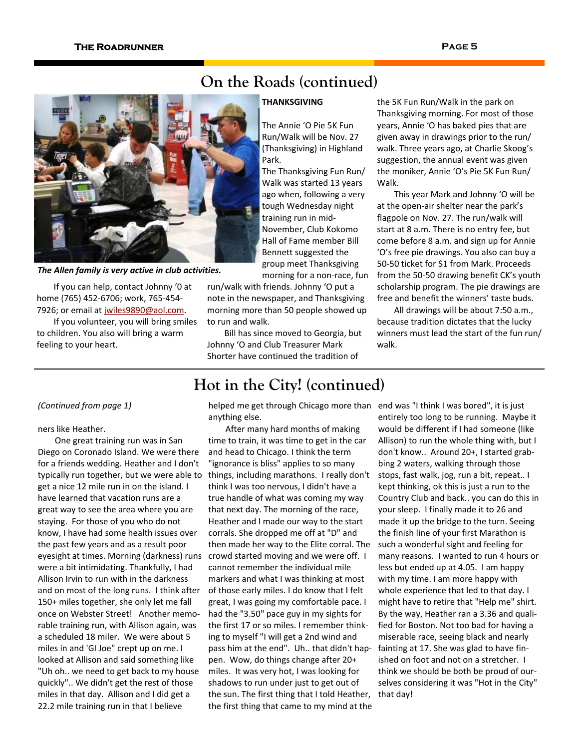## On the Roads (continued)

*The Allen family is very active in club activities.*

If you can help, contact Johnny '0 at home (765) 452-6706; work, 765-454-7926; or email at jwiles9890@aol.com.

If you volunteer, you will bring smiles to children. You also will bring a warm feeling to your heart.

**THANKSGIVING**

The Annie 'O Pie 5K Fun Run/Walk will be Nov. 27 (Thanksgiving) in Highland Park.

The Thanksgiving Fun Run/Walk was started 13 years ago when, following a very tough Wednesday night training run in mid-November, Club Kokomo Hall of Fame member Bill Bennett suggested the group meet Thanksgiving morning for a non-race, fun run/walk with friends. Johnny 'O put a note in the newspaper, and Thanksgiving morning more than 50 people showed up to run and walk.

Bill has since moved to Georgia, but Johnny 'O and Club Treasurer Mark Shorter have continued the tradition of the 5K Fun Run/Walk in the park on Thanksgiving morning. For most of those years, Annie 'O has baked pies that are given away in drawings prior to the run/walk. Three years ago, at Charlie Skoog's suggestion, the annual event was given the moniker, Annie 'O's Pie 5K Fun Run/Walk.

This year Mark and Johnny 'O will be at the open-air shelter near the park's flagpole on Nov. 27. The run/walk will start at 8 a.m. There is no entry fee, but come before 8 a.m. and sign up for Annie 'O's free pie drawings. You also can buy a 50-50 ticket for $1 from Mark. Proceeds from the 50-50 drawing benefit CK's youth scholarship program. The pie drawings are free and benefit the winners' taste buds.

All drawings will be about 7:50 a.m., because tradition dictates that the lucky winners must lead the start of the fun run/walk.

## Hot in the City! (continued)

*(Continued from page 1)*

ners like Heather.

One great training run was in San Diego on Coronado Island. We were there for a friends wedding. Heather and I don't typically run together, but we were able to get a nice 12 mile run in on the island. I have learned that vacation runs are a great way to see the area where you are staying. For those of you who do not know, I have had some health issues over the past few years and as a result poor eyesight at times. Morning (darkness) runs were a bit intimidating. Thankfully, I had Allison Irvin to run with in the darkness and on most of the long runs. I think after 150+ miles together, she only let me fall once on Webster Street! Another memorable training run, with Allison again, was a scheduled 18 miler. We were about 5 miles in and 'GI Joe" crept up on me. I looked at Allison and said something like "Uh oh.. we need to get back to my house quickly".. We didn't get the rest of those miles in that day. Allison and I did get a 22.2 mile training run in that I believe helped me get through Chicago more than anything else.

After many hard months of making time to train, it was time to get in the car and head to Chicago. I think the term "ignorance is bliss" applies to so many things, including marathons. I really don't think I was too nervous, I didn't have a true handle of what was coming my way that next day. The morning of the race, Heather and I made our way to the start corrals. She dropped me off at "D" and then made her way to the Elite corral. The crowd started moving and we were off. I cannot remember the individual mile markers and what I was thinking at most of those early miles. I do know that I felt great, I was going my comfortable pace. I had the "3.50" pace guy in my sights for the first 17 or so miles. I remember thinking to myself "I will get a 2nd wind and pass him at the end". Uh.. that didn't happen. Wow, do things change after 20+ miles. It was very hot, I was looking for shadows to run under just to get out of the sun. The first thing that I told Heather, the first thing that came to my mind at the end was "I think I was bored", it is just entirely too long to be running. Maybe it would be different if I had someone (like Allison) to run the whole thing with, but I don't know.. Around 20+, I started grabbing 2 waters, walking through those stops, fast walk, jog, run a bit, repeat.. I kept thinking, ok this is just a run to the Country Club and back.. you can do this in your sleep. I finally made it to 26 and made it up the bridge to the turn. Seeing the finish line of your first Marathon is such a wonderful sight and feeling for many reasons. I wanted to run 4 hours or less but ended up at 4.05. I am happy with my time. I am more happy with whole experience that led to that day. I might have to retire that "Help me" shirt. By the way, Heather ran a 3.36 and qualified for Boston. Not too bad for having a miserable race, seeing black and nearly fainting at 17. She was glad to have finished on foot and not on a stretcher. I think we should be both be proud of ourselves considering it was "Hot in the City" that day!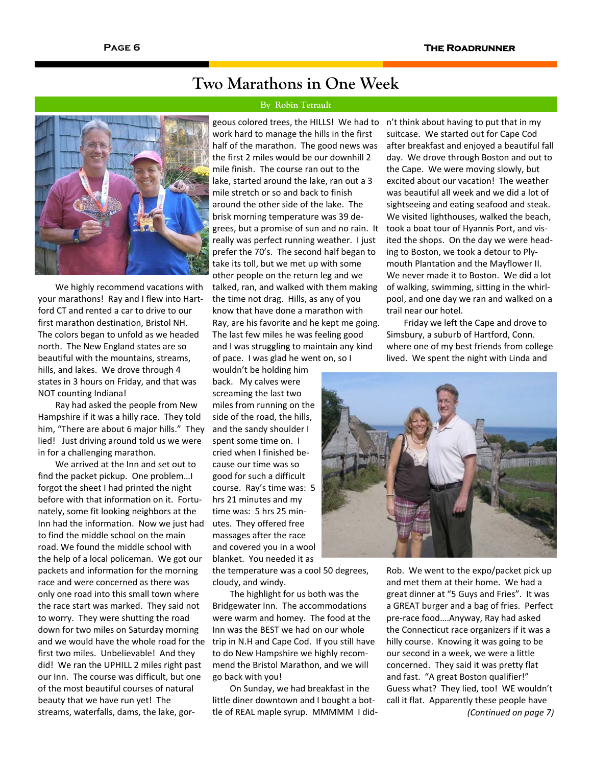# Two Marathons in One Week

By Robin Tetrault

We highly recommend vacations with your marathons! Ray and I flew into Hartford CT and rented a car to drive to our first marathon destination, Bristol NH. The colors began to unfold as we headed north. The New England states are so beautiful with the mountains, streams, hills, and lakes. We drove through 4 states in 3 hours on Friday, and that was NOT counting Indiana!

Ray had asked the people from New Hampshire if it was a hilly race. They told him, "There are about 6 major hills." They lied! Just driving around told us we were in for a challenging marathon.

We arrived at the Inn and set out to find the packet pickup. One problem…I forgot the sheet I had printed the night before with that information on it. Fortunately, some fit looking neighbors at the Inn had the information. Now we just had to find the middle school on the main road. We found the middle school with the help of a local policeman. We got our packets and information for the morning race and were concerned as there was only one road into this small town where the race start was marked. They said not to worry. They were shutting the road down for two miles on Saturday morning and we would have the whole road for the first two miles. Unbelievable! And they did! We ran the UPHILL 2 miles right past our Inn. The course was difficult, but one of the most beautiful courses of natural beauty that we have run yet! The streams, waterfalls, dams, the lake, gorgeous colored trees, the HILLS! We had to work hard to manage the hills in the first half of the marathon. The good news was the first 2 miles would be our downhill 2 mile finish. The course ran out to the lake, started around the lake, ran out a 3 mile stretch or so and back to finish around the other side of the lake. The brisk morning temperature was 39 degrees, but a promise of sun and no rain. It really was perfect running weather. I just prefer the 70's. The second half began to take its toll, but we met up with some other people on the return leg and we talked, ran, and walked with them making the time not drag. Hills, as any of you know that have done a marathon with Ray, are his favorite and he kept me going. The last few miles he was feeling good and I was struggling to maintain any kind of pace. I was glad he went on, so I wouldn't be holding him back. My calves were screaming the last two miles from running on the side of the road, the hills, and the sandy shoulder I spent some time on. I cried when I finished because our time was so good for such a difficult course. Ray's time was: 5 hrs 21 minutes and my time was: 5 hrs 25 minutes. They offered free massages after the race and covered you in a wool blanket. You needed it as the temperature was a cool 50 degrees, cloudy, and windy.

The highlight for us both was the Bridgewater Inn. The accommodations were warm and homey. The food at the Inn was the BEST we had on our whole trip in N.H and Cape Cod. If you still have to do New Hampshire we highly recommend the Bristol Marathon, and we will go back with you!

On Sunday, we had breakfast in the little diner downtown and I bought a bottle of REAL maple syrup. MMMMM I didn't think about having to put that in my suitcase. We started out for Cape Cod after breakfast and enjoyed a beautiful fall day. We drove through Boston and out to the Cape. We were moving slowly, but excited about our vacation! The weather was beautiful all week and we did a lot of sightseeing and eating seafood and steak. We visited lighthouses, walked the beach, took a boat tour of Hyannis Port, and visited the shops. On the day we were heading to Boston, we took a detour to Plymouth Plantation and the Mayflower II. We never made it to Boston. We did a lot of walking, swimming, sitting in the whirlpool, and one day we ran and walked on a trail near our hotel.

Friday we left the Cape and drove to Simsbury, a suburb of Hartford, Conn. where one of my best friends from college lived. We spent the night with Linda and Rob. We went to the expo/packet pick up and met them at their home. We had a great dinner at "5 Guys and Fries". It was a GREAT burger and a bag of fries. Perfect pre-race food….Anyway, Ray had asked the Connecticut race organizers if it was a hilly course. Knowing it was going to be our second in a week, we were a little concerned. They said it was pretty flat and fast. "A great Boston qualifier!" Guess what? They lied, too! WE wouldn't call it flat. Apparently these people have

*(Continued on page 7)*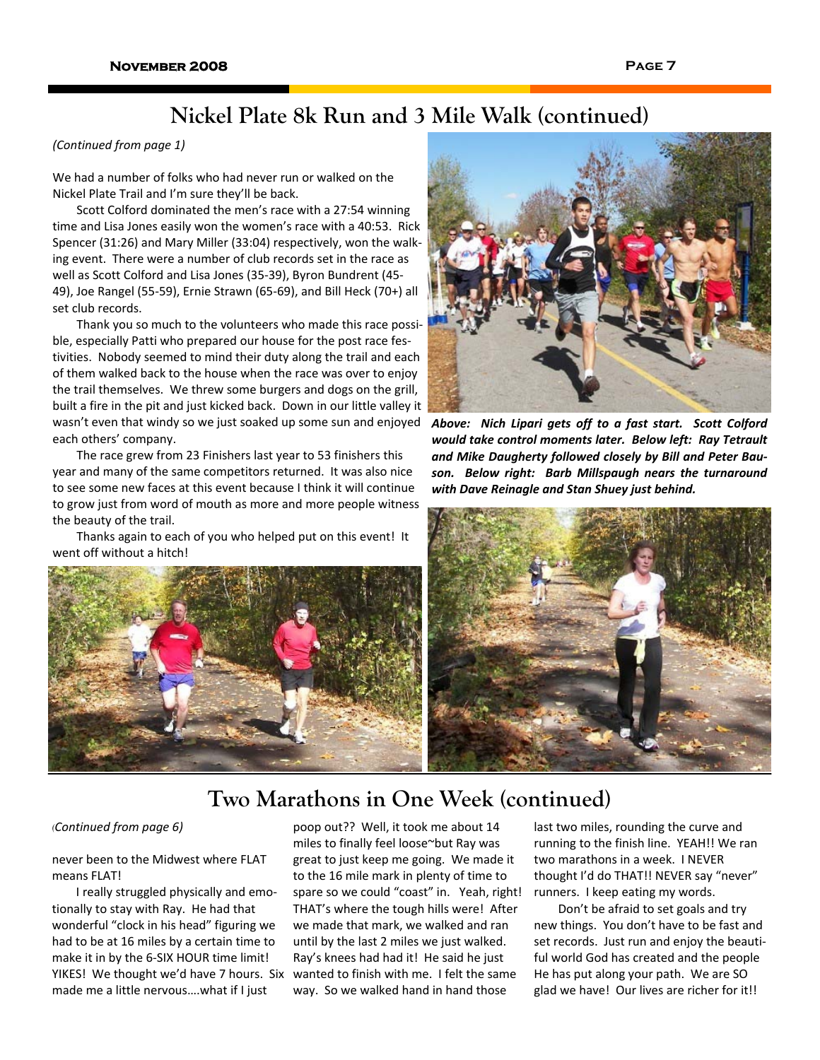## Nickel Plate 8k Run and 3 Mile Walk (continued)

*(Continued from page 1)*

We had a number of folks who had never run or walked on the Nickel Plate Trail and I'm sure they'll be back.

Scott Colford dominated the men's race with a 27:54 winning time and Lisa Jones easily won the women's race with a 40:53. Rick Spencer (31:26) and Mary Miller (33:04) respectively, won the walking event. There were a number of club records set in the race as well as Scott Colford and Lisa Jones (35-39), Byron Bundrent (45-49), Joe Rangel (55-59), Ernie Strawn (65-69), and Bill Heck (70+) all set club records.

Thank you so much to the volunteers who made this race possible, especially Patti who prepared our house for the post race festivities. Nobody seemed to mind their duty along the trail and each of them walked back to the house when the race was over to enjoy the trail themselves. We threw some burgers and dogs on the grill, built a fire in the pit and just kicked back. Down in our little valley it wasn't even that windy so we just soaked up some sun and enjoyed each others' company.

The race grew from 23 Finishers last year to 53 finishers this year and many of the same competitors returned. It was also nice to see some new faces at this event because I think it will continue to grow just from word of mouth as more and more people witness the beauty of the trail.

Thanks again to each of you who helped put on this event! It went off without a hitch!

***Above: Nich Lipari gets off to a fast start. Scott Colford would take control moments later. Below left: Ray Tetrault and Mike Daugherty followed closely by Bill and Peter Bauson. Below right: Barb Millspaugh nears the turnaround with Dave Reinagle and Stan Shuey just behind.***

## Two Marathons in One Week (continued)

*(Continued from page 6)*

never been to the Midwest where FLAT means FLAT!

I really struggled physically and emotionally to stay with Ray. He had that wonderful "clock in his head" figuring we had to be at 16 miles by a certain time to make it in by the 6-SIX HOUR time limit! YIKES! We thought we'd have 7 hours. Six made me a little nervous….what if I just poop out?? Well, it took me about 14 miles to finally feel loose~but Ray was great to just keep me going. We made it to the 16 mile mark in plenty of time to spare so we could "coast" in. Yeah, right! THAT's where the tough hills were! After we made that mark, we walked and ran until by the last 2 miles we just walked. Ray's knees had had it! He said he just wanted to finish with me. I felt the same way. So we walked hand in hand those last two miles, rounding the curve and running to the finish line. YEAH!! We ran two marathons in a week. I NEVER thought I'd do THAT!! NEVER say "never" runners. I keep eating my words.

Don't be afraid to set goals and try new things. You don't have to be fast and set records. Just run and enjoy the beautiful world God has created and the people He has put along your path. We are SO glad we have! Our lives are richer for it!!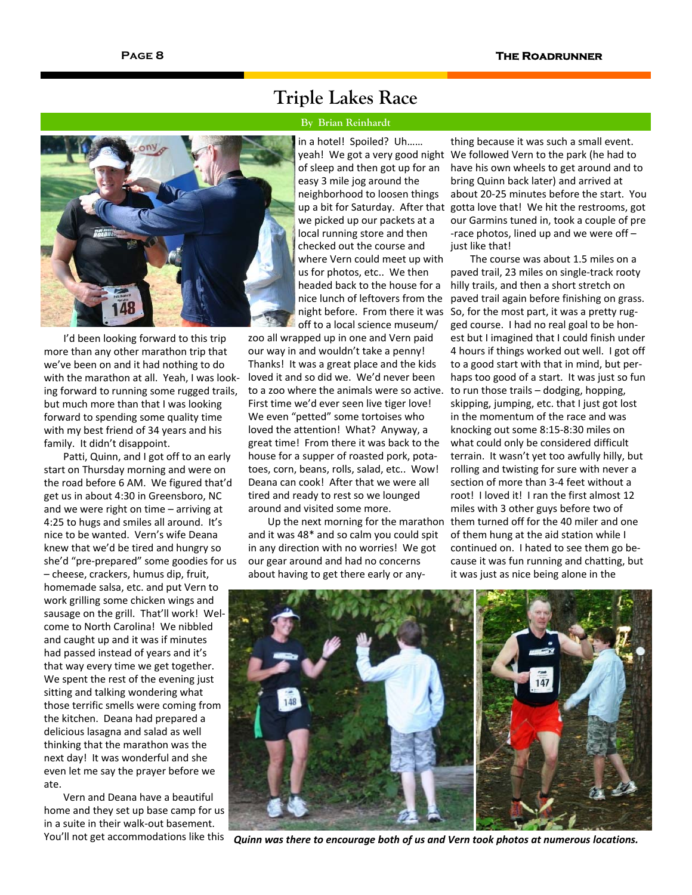# Triple Lakes Race

**By Brian Reinhardt**

I'd been looking forward to this trip more than any other marathon trip that we've been on and it had nothing to do with the marathon at all. Yeah, I was looking forward to running some rugged trails, but much more than that I was looking forward to spending some quality time with my best friend of 34 years and his family. It didn't disappoint.

Patti, Quinn, and I got off to an early start on Thursday morning and were on the road before 6 AM. We figured that'd get us in about 4:30 in Greensboro, NC and we were right on time – arriving at 4:25 to hugs and smiles all around. It's nice to be wanted. Vern's wife Deana knew that we'd be tired and hungry so she'd "pre-prepared" some goodies for us – cheese, crackers, humus dip, fruit, homemade salsa, etc. and put Vern to work grilling some chicken wings and sausage on the grill. That'll work! Welcome to North Carolina! We nibbled and caught up and it was if minutes had passed instead of years and it's that way every time we get together. We spent the rest of the evening just sitting and talking wondering what those terrific smells were coming from the kitchen. Deana had prepared a delicious lasagna and salad as well thinking that the marathon was the next day! It was wonderful and she even let me say the prayer before we ate.

Vern and Deana have a beautiful home and they set up base camp for us in a suite in their walk-out basement. You'll not get accommodations like this in a hotel! Spoiled? Uh…… yeah! We got a very good night of sleep and then got up for an easy 3 mile jog around the neighborhood to loosen things up a bit for Saturday. After that we picked up our packets at a local running store and then checked out the course and where Vern could meet up with us for photos, etc.. We then headed back to the house for a nice lunch of leftovers from the night before. From there it was off to a local science museum/zoo all wrapped up in one and Vern paid our way in and wouldn't take a penny! Thanks! It was a great place and the kids loved it and so did we. We'd never been to a zoo where the animals were so active. First time we'd ever seen live tiger love! We even "petted" some tortoises who loved the attention! What? Anyway, a great time! From there it was back to the house for a supper of roasted pork, potatoes, corn, beans, rolls, salad, etc.. Wow! Deana can cook! After that we were all tired and ready to rest so we lounged around and visited some more.

Up the next morning for the marathon and it was 48* and so calm you could spit in any direction with no worries! We got our gear around and had no concerns about having to get there early or anything because it was such a small event. We followed Vern to the park (he had to have his own wheels to get around and to bring Quinn back later) and arrived at about 20-25 minutes before the start. You gotta love that! We hit the restrooms, got our Garmins tuned in, took a couple of pre-race photos, lined up and we were off – just like that!

The course was about 1.5 miles on a paved trail, 23 miles on single-track rooty hilly trails, and then a short stretch on paved trail again before finishing on grass. So, for the most part, it was a pretty rugged course. I had no real goal to be honest but I imagined that I could finish under 4 hours if things worked out well. I got off to a good start with that in mind, but perhaps too good of a start. It was just so fun to run those trails – dodging, hopping, skipping, jumping, etc. that I just got lost in the momentum of the race and was knocking out some 8:15-8:30 miles on what could only be considered difficult terrain. It wasn't yet too awfully hilly, but rolling and twisting for sure with never a section of more than 3-4 feet without a root! I loved it! I ran the first almost 12 miles with 3 other guys before two of them turned off for the 40 miler and one of them hung at the aid station while I continued on. I hated to see them go because it was fun running and chatting, but it was just as nice being alone in the

*Quinn was there to encourage both of us and Vern took photos at numerous locations.*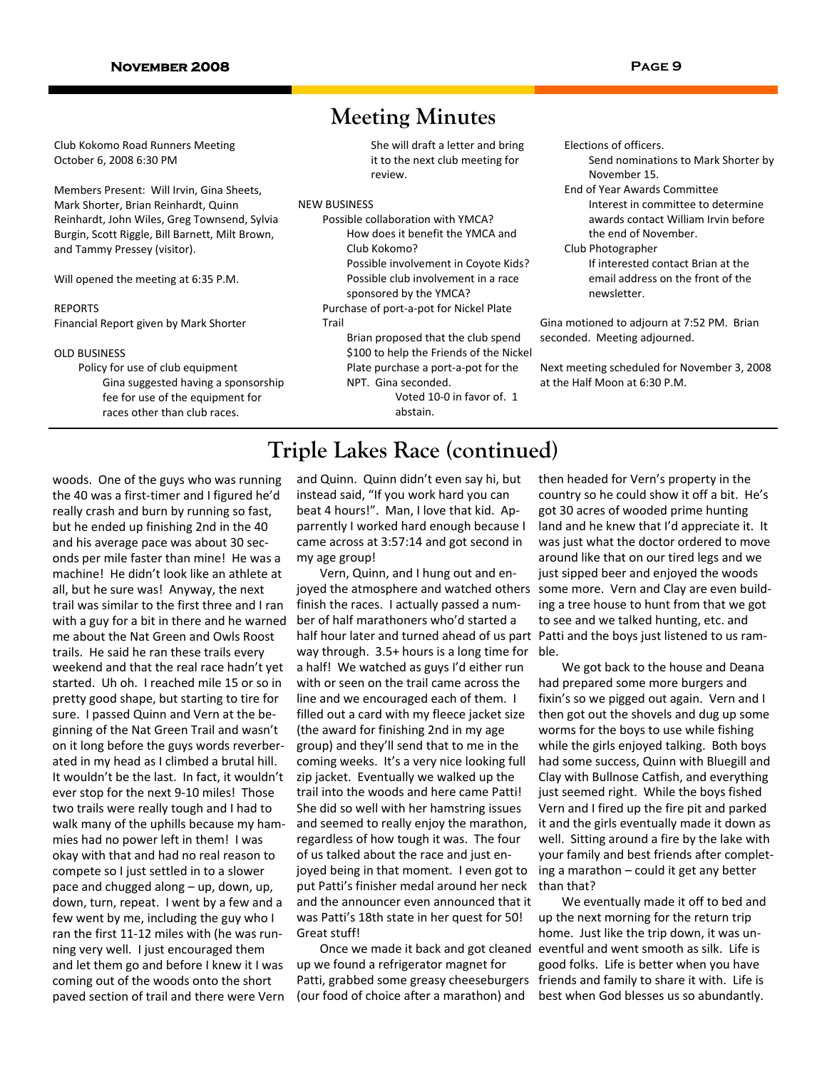# Meeting Minutes

Club Kokomo Road Runners Meeting
October 6, 2008 6:30 PM

Members Present: Will Irvin, Gina Sheets, Mark Shorter, Brian Reinhardt, Quinn Reinhardt, John Wiles, Greg Townsend, Sylvia Burgin, Scott Riggle, Bill Barnett, Milt Brown, and Tammy Pressey (visitor).

Will opened the meeting at 6:35 P.M.

REPORTS
Financial Report given by Mark Shorter

OLD BUSINESS

- Policy for use of club equipment
  - Gina suggested having a sponsorship fee for use of the equipment for races other than club races. She will draft a letter and bring it to the next club meeting for review.

NEW BUSINESS

- Possible collaboration with YMCA?
  - How does it benefit the YMCA and Club Kokomo?
  - Possible involvement in Coyote Kids?
  - Possible club involvement in a race sponsored by the YMCA?
- Purchase of port-a-pot for Nickel Plate Trail
  - Brian proposed that the club spend $100 to help the Friends of the Nickel Plate purchase a port-a-pot for the NPT. Gina seconded.
    - Voted 10-0 in favor of. 1 abstain.
- Elections of officers.
  - Send nominations to Mark Shorter by November 15.
- End of Year Awards Committee
  - Interest in committee to determine awards contact William Irvin before the end of November.
- Club Photographer
  - If interested contact Brian at the email address on the front of the newsletter.

Gina motioned to adjourn at 7:52 PM. Brian seconded. Meeting adjourned.

Next meeting scheduled for November 3, 2008 at the Half Moon at 6:30 P.M.

# Triple Lakes Race (continued)

woods. One of the guys who was running the 40 was a first-timer and I figured he'd really crash and burn by running so fast, but he ended up finishing 2nd in the 40 and his average pace was about 30 seconds per mile faster than mine! He was a machine! He didn't look like an athlete at all, but he sure was! Anyway, the next trail was similar to the first three and I ran with a guy for a bit in there and he warned me about the Nat Green and Owls Roost trails. He said he ran these trails every weekend and that the real race hadn't yet started. Uh oh. I reached mile 15 or so in pretty good shape, but starting to tire for sure. I passed Quinn and Vern at the beginning of the Nat Green Trail and wasn't on it long before the guys words reverberated in my head as I climbed a brutal hill. It wouldn't be the last. In fact, it wouldn't ever stop for the next 9-10 miles! Those two trails were really tough and I had to walk many of the uphills because my hammies had no power left in them! I was okay with that and had no real reason to compete so I just settled in to a slower pace and chugged along – up, down, up, down, turn, repeat. I went by a few and a few went by me, including the guy who I ran the first 11-12 miles with (he was running very well. I just encouraged them and let them go and before I knew it I was coming out of the woods onto the short paved section of trail and there were Vern and Quinn. Quinn didn't even say hi, but instead said, "If you work hard you can beat 4 hours!". Man, I love that kid. Apparently I worked hard enough because I came across at 3:57:14 and got second in my age group!

Vern, Quinn, and I hung out and enjoyed the atmosphere and watched others finish the races. I actually passed a number of half marathoners who'd started a half hour later and turned ahead of us part way through. 3.5+ hours is a long time for a half! We watched as guys I'd either run with or seen on the trail came across the line and we encouraged each of them. I filled out a card with my fleece jacket size (the award for finishing 2nd in my age group) and they'll send that to me in the coming weeks. It's a very nice looking full zip jacket. Eventually we walked up the trail into the woods and here came Patti! She did so well with her hamstring issues and seemed to really enjoy the marathon, regardless of how tough it was. The four of us talked about the race and just enjoyed being in that moment. I even got to put Patti's finisher medal around her neck and the announcer even announced that it was Patti's 18th state in her quest for 50! Great stuff!

Once we made it back and got cleaned up we found a refrigerator magnet for Patti, grabbed some greasy cheeseburgers (our food of choice after a marathon) and then headed for Vern's property in the country so he could show it off a bit. He's got 30 acres of wooded prime hunting land and he knew that I'd appreciate it. It was just what the doctor ordered to move around like that on our tired legs and we just sipped beer and enjoyed the woods some more. Vern and Clay are even building a tree house to hunt from that we got to see and we talked hunting, etc. and Patti and the boys just listened to us ramble.

We got back to the house and Deana had prepared some more burgers and fixin's so we pigged out again. Vern and I then got out the shovels and dug up some worms for the boys to use while fishing while the girls enjoyed talking. Both boys had some success, Quinn with Bluegill and Clay with Bullnose Catfish, and everything just seemed right. While the boys fished Vern and I fired up the fire pit and parked it and the girls eventually made it down as well. Sitting around a fire by the lake with your family and best friends after completing a marathon – could it get any better than that?

We eventually made it off to bed and up the next morning for the return trip home. Just like the trip down, it was uneventful and went smooth as silk. Life is good folks. Life is better when you have friends and family to share it with. Life is best when God blesses us so abundantly.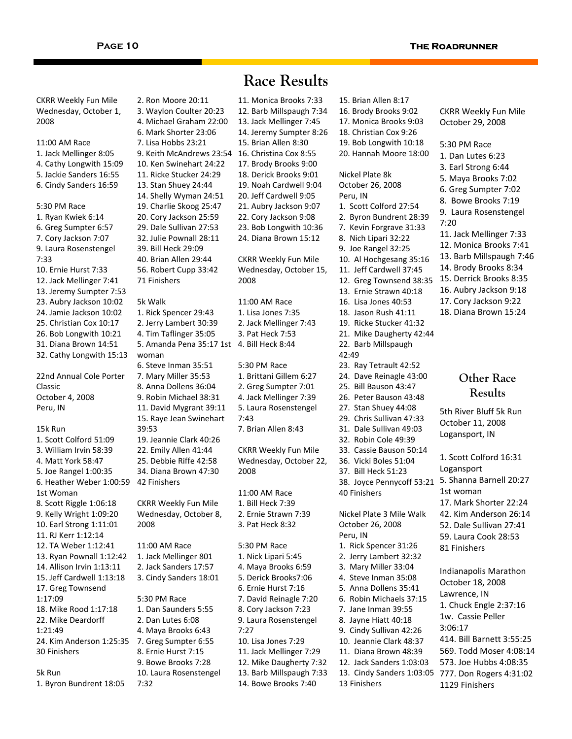# Race Results

CKRR Weekly Fun Mile
Wednesday, October 1, 2008

11:00 AM Race
1. Jack Mellinger 8:05
4. Cathy Longwith 15:09
5. Jackie Sanders 16:55
6. Cindy Sanders 16:59

5:30 PM Race
1. Ryan Kwiek 6:14
6. Greg Sumpter 6:57
7. Cory Jackson 7:07
9. Laura Rosenstengel 7:33
10. Ernie Hurst 7:33
12. Jack Mellinger 7:41
13. Jeremy Sumpter 7:53
23. Aubry Jackson 10:02
24. Jamie Jackson 10:02
25. Christian Cox 10:17
26. Bob Longwith 10:21
31. Diana Brown 14:51
32. Cathy Longwith 15:13

22nd Annual Cole Porter Classic
October 4, 2008
Peru, IN

15k Run
1. Scott Colford 51:09
3. William Irvin 58:39
4. Matt York 58:47
5. Joe Rangel 1:00:35
6. Heather Weber 1:00:59 1st Woman
8. Scott Riggle 1:06:18
9. Kelly Wright 1:09:20
10. Earl Strong 1:11:01
11. RJ Kerr 1:12:14
12. TA Weber 1:12:41
13. Ryan Pownall 1:12:42
14. Allison Irvin 1:13:11
15. Jeff Cardwell 1:13:18
17. Greg Townsend 1:17:09
18. Mike Rood 1:17:18
22. Mike Deardorff 1:21:49
24. Kim Anderson 1:25:35
30 Finishers

5k Run
1. Byron Bundrent 18:05
2. Ron Moore 20:11
3. Waylon Coulter 20:23
4. Michael Graham 22:00
6. Mark Shorter 23:06
7. Lisa Hobbs 23:21
9. Keith McAndrews 23:54
10. Ken Swinehart 24:22
11. Ricke Stucker 24:29
13. Stan Shuey 24:44
14. Shelly Wyman 24:51
19. Charlie Skoog 25:47
20. Cory Jackson 25:59
29. Dale Sullivan 27:53
32. Julie Pownall 28:11
39. Bill Heck 29:09
40. Brian Allen 29:44
56. Robert Cupp 33:42
71 Finishers

5k Walk
1. Rick Spencer 29:43
2. Jerry Lambert 30:39
4. Tim Taflinger 35:05
5. Amanda Pena 35:17 1st woman
6. Steve Inman 35:51
7. Mary Miller 35:53
8. Anna Dollens 36:04
9. Robin Michael 38:31
11. David Mygrant 39:11
15. Raye Jean Swinehart 39:53
19. Jeannie Clark 40:26
22. Emily Allen 41:44
25. Debbie Riffe 42:58
34. Diana Brown 47:30
42 Finishers

CKRR Weekly Fun Mile
Wednesday, October 8, 2008

11:00 AM Race
1. Jack Mellinger 801
2. Jack Sanders 17:57
3. Cindy Sanders 18:01

5:30 PM Race
1. Dan Saunders 5:55
2. Dan Lutes 6:08
4. Maya Brooks 6:43
7. Greg Sumpter 6:55
8. Ernie Hurst 7:15
9. Bowe Brooks 7:28
10. Laura Rosenstengel 7:32
11. Monica Brooks 7:33
12. Barb Millspaugh 7:34
13. Jack Mellinger 7:45
14. Jeremy Sumpter 8:26
15. Brian Allen 8:30
16. Christina Cox 8:55
17. Brody Brooks 9:00
18. Derick Brooks 9:01
19. Noah Cardwell 9:04
20. Jeff Cardwell 9:05
21. Aubry Jackson 9:07
22. Cory Jackson 9:08
23. Bob Longwith 10:36
24. Diana Brown 15:12

CKRR Weekly Fun Mile
Wednesday, October 15, 2008

11:00 AM Race
1. Lisa Jones 7:35
2. Jack Mellinger 7:43
3. Pat Heck 7:53
4. Bill Heck 8:44

5:30 PM Race
1. Brittani Gillem 6:27
2. Greg Sumpter 7:01
4. Jack Mellinger 7:39
5. Laura Rosenstengel 7:43
7. Brian Allen 8:43

CKRR Weekly Fun Mile
Wednesday, October 22, 2008

11:00 AM Race
1. Bill Heck 7:39
2. Ernie Strawn 7:39
3. Pat Heck 8:32

5:30 PM Race
1. Nick Lipari 5:45
4. Maya Brooks 6:59
5. Derick Brooks7:06
6. Ernie Hurst 7:16
7. David Reinagle 7:20
8. Cory Jackson 7:23
9. Laura Rosenstengel 7:27
10. Lisa Jones 7:29
11. Jack Mellinger 7:29
12. Mike Daugherty 7:32
13. Barb Millspaugh 7:33
14. Bowe Brooks 7:40
15. Brian Allen 8:17
16. Brody Brooks 9:02
17. Monica Brooks 9:03
18. Christian Cox 9:26
19. Bob Longwith 10:18
20. Hannah Moore 18:00

Nickel Plate 8k
October 26, 2008
Peru, IN
1. Scott Colford 27:54
2. Byron Bundrent 28:39
7. Kevin Forgrave 31:33
8. Nich Lipari 32:22
9. Joe Rangel 32:25
10. Al Hochgesang 35:16
11. Jeff Cardwell 37:45
12. Greg Townsend 38:35
13. Ernie Strawn 40:18
16. Lisa Jones 40:53
18. Jason Rush 41:11
19. Ricke Stucker 41:32
21. Mike Daugherty 42:44
22. Barb Millspaugh 42:49
23. Ray Tetrault 42:52
24. Dave Reinagle 43:00
25. Bill Bauson 43:47
26. Peter Bauson 43:48
27. Stan Shuey 44:08
29. Chris Sullivan 47:33
31. Dale Sullivan 49:03
32. Robin Cole 49:39
33. Cassie Bauson 50:14
36. Vicki Boles 51:04
37. Bill Heck 51:23
38. Joyce Pennycoff 53:21
40 Finishers

Nickel Plate 3 Mile Walk
October 26, 2008
Peru, IN
1. Rick Spencer 31:26
2. Jerry Lambert 32:32
3. Mary Miller 33:04
4. Steve Inman 35:08
5. Anna Dollens 35:41
6. Robin Michaels 37:15
7. Jane Inman 39:55
8. Jayne Hiatt 40:18
9. Cindy Sullivan 42:26
10. Jeannie Clark 48:37
11. Diana Brown 48:39
12. Jack Sanders 1:03:03
13. Cindy Sanders 1:03:05
13 Finishers

CKRR Weekly Fun Mile
October 29, 2008

5:30 PM Race
1. Dan Lutes 6:23
3. Earl Strong 6:44
5. Maya Brooks 7:02
6. Greg Sumpter 7:02
8. Bowe Brooks 7:19
9. Laura Rosenstengel 7:20
11. Jack Mellinger 7:33
12. Monica Brooks 7:41
13. Barb Millspaugh 7:46
14. Brody Brooks 8:34
15. Derrick Brooks 8:35
16. Aubry Jackson 9:18
17. Cory Jackson 9:22
18. Diana Brown 15:24

## Other Race Results

5th River Bluff 5k Run
October 11, 2008
Logansport, IN

1. Scott Colford 16:31 Logansport
5. Shanna Barnell 20:27 1st woman
17. Mark Shorter 22:24
42. Kim Anderson 26:14
52. Dale Sullivan 27:41
59. Laura Cook 28:53
81 Finishers

Indianapolis Marathon
October 18, 2008
Lawrence, IN
1. Chuck Engle 2:37:16
1w. Cassie Peller 3:06:17
414. Bill Barnett 3:55:25
569. Todd Moser 4:08:14
573. Joe Hubbs 4:08:35
777. Don Rogers 4:31:02
1129 Finishers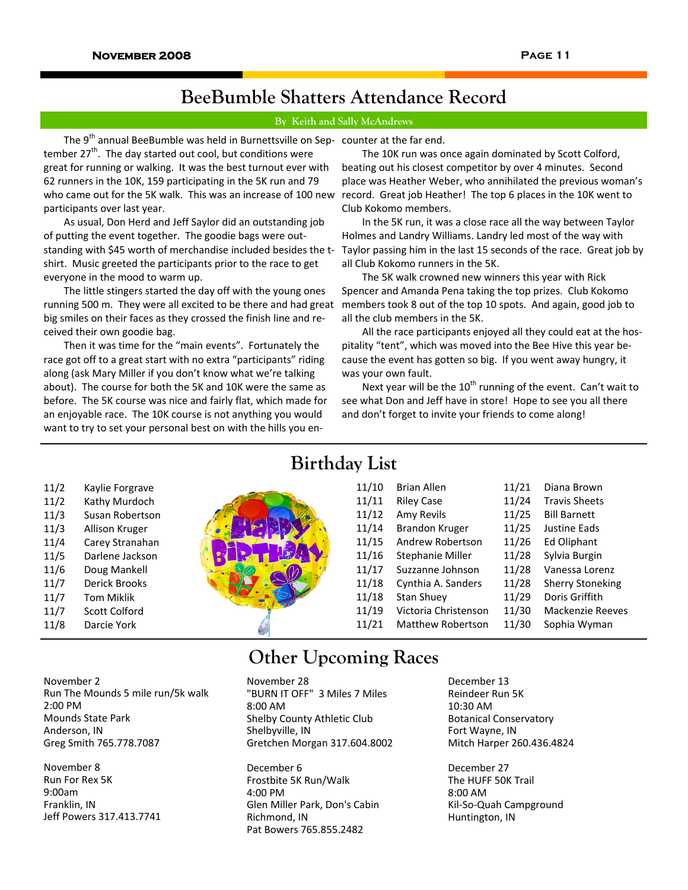# BeeBumble Shatters Attendance Record

**By Keith and Sally McAndrews**

The 9th annual BeeBumble was held in Burnettsville on September 27th. The day started out cool, but conditions were great for running or walking. It was the best turnout ever with 62 runners in the 10K, 159 participating in the 5K run and 79 who came out for the 5K walk. This was an increase of 100 new participants over last year.

As usual, Don Herd and Jeff Saylor did an outstanding job of putting the event together. The goodie bags were outstanding with $45 worth of merchandise included besides the t-shirt. Music greeted the participants prior to the race to get everyone in the mood to warm up.

The little stingers started the day off with the young ones running 500 m. They were all excited to be there and had great big smiles on their faces as they crossed the finish line and received their own goodie bag.

Then it was time for the "main events". Fortunately the race got off to a great start with no extra "participants" riding along (ask Mary Miller if you don't know what we're talking about). The course for both the 5K and 10K were the same as before. The 5K course was nice and fairly flat, which made for an enjoyable race. The 10K course is not anything you would want to try to set your personal best on with the hills you encounter at the far end.

The 10K run was once again dominated by Scott Colford, beating out his closest competitor by over 4 minutes. Second place was Heather Weber, who annihilated the previous woman's record. Great job Heather! The top 6 places in the 10K went to Club Kokomo members.

In the 5K run, it was a close race all the way between Taylor Holmes and Landry Williams. Landry led most of the way with Taylor passing him in the last 15 seconds of the race. Great job by all Club Kokomo runners in the 5K.

The 5K walk crowned new winners this year with Rick Spencer and Amanda Pena taking the top prizes. Club Kokomo members took 8 out of the top 10 spots. And again, good job to all the club members in the 5K.

All the race participants enjoyed all they could eat at the hospitality "tent", which was moved into the Bee Hive this year because the event has gotten so big. If you went away hungry, it was your own fault.

Next year will be the 10th running of the event. Can't wait to see what Don and Jeff have in store! Hope to see you all there and don't forget to invite your friends to come along!

# Birthday List

| | |
|---|---|
| 11/2 | Kaylie Forgrave |
| 11/2 | Kathy Murdoch |
| 11/3 | Susan Robertson |
| 11/3 | Allison Kruger |
| 11/4 | Carey Stranahan |
| 11/5 | Darlene Jackson |
| 11/6 | Doug Mankell |
| 11/7 | Derick Brooks |
| 11/7 | Tom Miklik |
| 11/7 | Scott Colford |
| 11/8 | Darcie York |
| 11/10 | Brian Allen |
| 11/11 | Riley Case |
| 11/12 | Amy Revils |
| 11/14 | Brandon Kruger |
| 11/15 | Andrew Robertson |
| 11/16 | Stephanie Miller |
| 11/17 | Suzzanne Johnson |
| 11/18 | Cynthia A. Sanders |
| 11/18 | Stan Shuey |
| 11/19 | Victoria Christenson |
| 11/21 | Matthew Robertson |
| 11/21 | Diana Brown |
| 11/24 | Travis Sheets |
| 11/25 | Bill Barnett |
| 11/25 | Justine Eads |
| 11/26 | Ed Oliphant |
| 11/28 | Sylvia Burgin |
| 11/28 | Vanessa Lorenz |
| 11/28 | Sherry Stoneking |
| 11/29 | Doris Griffith |
| 11/30 | Mackenzie Reeves |
| 11/30 | Sophia Wyman |

# Other Upcoming Races

November 2
Run The Mounds 5 mile run/5k walk
2:00 PM
Mounds State Park
Anderson, IN
Greg Smith 765.778.7087

November 8
Run For Rex 5K
9:00am
Franklin, IN
Jeff Powers 317.413.7741

November 28
"BURN IT OFF" 3 Miles 7 Miles
8:00 AM
Shelby County Athletic Club
Shelbyville, IN
Gretchen Morgan 317.604.8002

December 6
Frostbite 5K Run/Walk
4:00 PM
Glen Miller Park, Don's Cabin
Richmond, IN
Pat Bowers 765.855.2482

December 13
Reindeer Run 5K
10:30 AM
Botanical Conservatory
Fort Wayne, IN
Mitch Harper 260.436.4824

December 27
The HUFF 50K Trail
8:00 AM
Kil-So-Quah Campground
Huntington, IN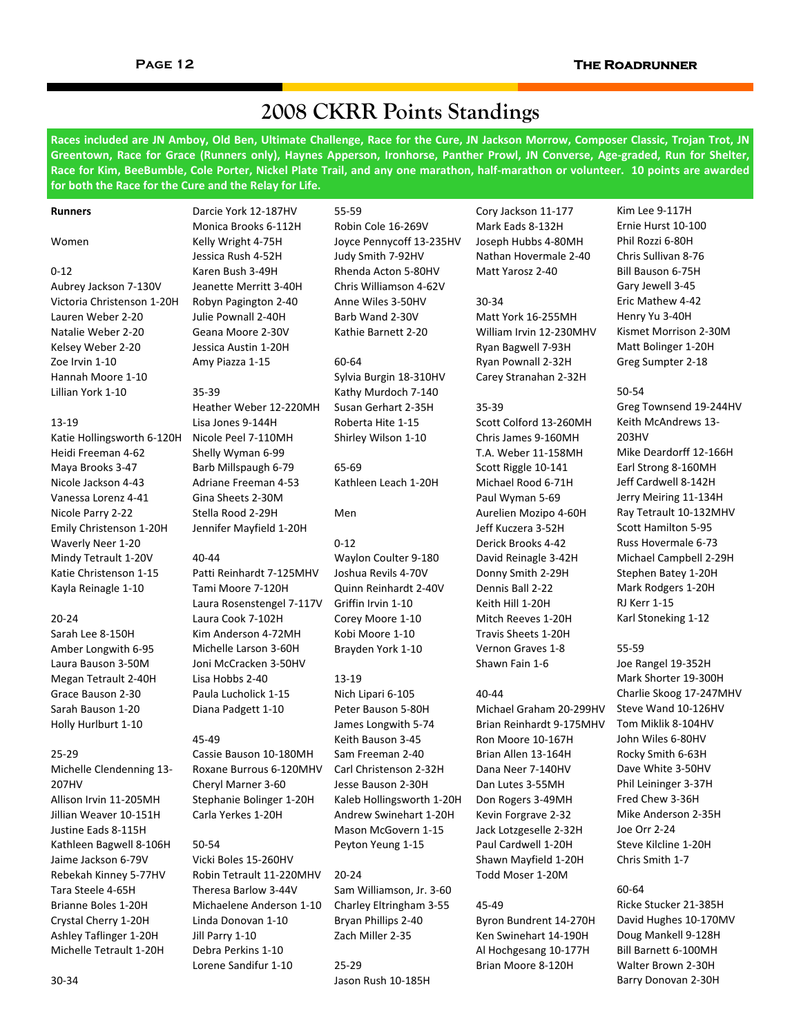# 2008 CKRR Points Standings

**Races included are JN Amboy, Old Ben, Ultimate Challenge, Race for the Cure, JN Jackson Morrow, Composer Classic, Trojan Trot, JN Greentown, Race for Grace (Runners only), Haynes Apperson, Ironhorse, Panther Prowl, JN Converse, Age-graded, Run for Shelter, Race for Kim, BeeBumble, Cole Porter, Nickel Plate Trail, and any one marathon, half-marathon or volunteer. 10 points are awarded for both the Race for the Cure and the Relay for Life.**

**Runners**

Women

0-12
Aubrey Jackson 7-130V
Victoria Christenson 1-20H
Lauren Weber 2-20
Natalie Weber 2-20
Kelsey Weber 2-20
Zoe Irvin 1-10
Hannah Moore 1-10
Lillian York 1-10

13-19
Katie Hollingsworth 6-120H
Heidi Freeman 4-62
Maya Brooks 3-47
Nicole Jackson 4-43
Vanessa Lorenz 4-41
Nicole Parry 2-22
Emily Christenson 1-20H
Waverly Neer 1-20
Mindy Tetrault 1-20V
Katie Christenson 1-15
Kayla Reinagle 1-10

20-24
Sarah Lee 8-150H
Amber Longwith 6-95
Laura Bauson 3-50M
Megan Tetrault 2-40H
Grace Bauson 2-30
Sarah Bauson 1-20
Holly Hurlburt 1-10

25-29
Michelle Clendenning 13-207HV
Allison Irvin 11-205MH
Jillian Weaver 10-151H
Justine Eads 8-115H
Kathleen Bagwell 8-106H
Jaime Jackson 6-79V
Rebekah Kinney 5-77HV
Tara Steele 4-65H
Brianne Boles 1-20H
Crystal Cherry 1-20H
Ashley Taflinger 1-20H
Michelle Tetrault 1-20H

30-34
Darcie York 12-187HV
Monica Brooks 6-112H
Kelly Wright 4-75H
Jessica Rush 4-52H
Karen Bush 3-49H
Jeanette Merritt 3-40H
Robyn Pagington 2-40
Julie Pownall 2-40H
Geana Moore 2-30V
Jessica Austin 1-20H
Amy Piazza 1-15

35-39
Heather Weber 12-220MH
Lisa Jones 9-144H
Nicole Peel 7-110MH
Shelly Wyman 6-99
Barb Millspaugh 6-79
Adriane Freeman 4-53
Gina Sheets 2-30M
Stella Rood 2-29H
Jennifer Mayfield 1-20H

40-44
Patti Reinhardt 7-125MHV
Tami Moore 7-120H
Laura Rosenstengel 7-117V
Laura Cook 7-102H
Kim Anderson 4-72MH
Michelle Larson 3-60H
Joni McCracken 3-50HV
Lisa Hobbs 2-40
Paula Lucholick 1-15
Diana Padgett 1-10

45-49
Cassie Bauson 10-180MH
Roxane Burrous 6-120MHV
Cheryl Marner 3-60
Stephanie Bolinger 1-20H
Carla Yerkes 1-20H

50-54
Vicki Boles 15-260HV
Robin Tetrault 11-220MHV
Theresa Barlow 3-44V
Michaelene Anderson 1-10
Linda Donovan 1-10
Jill Parry 1-10
Debra Perkins 1-10
Lorene Sandifur 1-10

55-59
Robin Cole 16-269V
Joyce Pennycoff 13-235HV
Judy Smith 7-92HV
Rhenda Acton 5-80HV
Chris Williamson 4-62V
Anne Wiles 3-50HV
Barb Wand 2-30V
Kathie Barnett 2-20

60-64
Sylvia Burgin 18-310HV
Kathy Murdoch 7-140
Susan Gerhart 2-35H
Roberta Hite 1-15
Shirley Wilson 1-10

65-69
Kathleen Leach 1-20H

Men

0-12
Waylon Coulter 9-180
Joshua Revils 4-70V
Quinn Reinhardt 2-40V
Griffin Irvin 1-10
Corey Moore 1-10
Kobi Moore 1-10
Brayden York 1-10

13-19
Nich Lipari 6-105
Peter Bauson 5-80H
James Longwith 5-74
Keith Bauson 3-45
Sam Freeman 2-40
Carl Christenson 2-32H
Jesse Bauson 2-30H
Kaleb Hollingsworth 1-20H
Andrew Swinehart 1-20H
Mason McGovern 1-15
Peyton Yeung 1-15

20-24
Sam Williamson, Jr. 3-60
Charley Eltringham 3-55
Bryan Phillips 2-40
Zach Miller 2-35

25-29
Jason Rush 10-185H
Cory Jackson 11-177
Mark Eads 8-132H
Joseph Hubbs 4-80MH
Nathan Hovermale 2-40
Matt Yarosz 2-40

30-34
Matt York 16-255MH
William Irvin 12-230MHV
Ryan Bagwell 7-93H
Ryan Pownall 2-32H
Carey Stranahan 2-32H

35-39
Scott Colford 13-260MH
Chris James 9-160MH
T.A. Weber 11-158MH
Scott Riggle 10-141
Michael Rood 6-71H
Paul Wyman 5-69
Aurelien Mozipo 4-60H
Jeff Kuczera 3-52H
Derick Brooks 4-42
David Reinagle 3-42H
Donny Smith 2-29H
Dennis Ball 2-22
Keith Hill 1-20H
Mitch Reeves 1-20H
Travis Sheets 1-20H
Vernon Graves 1-8
Shawn Fain 1-6

40-44
Michael Graham 20-299HV
Brian Reinhardt 9-175MHV
Ron Moore 10-167H
Brian Allen 13-164H
Dana Neer 7-140HV
Dan Lutes 3-55MH
Don Rogers 3-49MH
Kevin Forgrave 2-32
Jack Lotzgeselle 2-32H
Paul Cardwell 1-20H
Shawn Mayfield 1-20H
Todd Moser 1-20M

45-49
Byron Bundrent 14-270H
Ken Swinehart 14-190H
Al Hochgesang 10-177H
Brian Moore 8-120H
Kim Lee 9-117H
Ernie Hurst 10-100
Phil Rozzi 6-80H
Chris Sullivan 8-76
Bill Bauson 6-75H
Gary Jewell 3-45
Eric Mathew 4-42
Henry Yu 3-40H
Kismet Morrison 2-30M
Matt Bolinger 1-20H
Greg Sumpter 2-18

50-54
Greg Townsend 19-244HV
Keith McAndrews 13-203HV
Mike Deardorff 12-166H
Earl Strong 8-160MH
Jeff Cardwell 8-142H
Jerry Meiring 11-134H
Ray Tetrault 10-132MHV
Scott Hamilton 5-95
Russ Hovermale 6-73
Michael Campbell 2-29H
Stephen Batey 1-20H
Mark Rodgers 1-20H
RJ Kerr 1-15
Karl Stoneking 1-12

55-59
Joe Rangel 19-352H
Mark Shorter 19-300H
Charlie Skoog 17-247MHV
Steve Wand 10-126HV
Tom Miklik 8-104HV
John Wiles 6-80HV
Rocky Smith 6-63H
Dave White 3-50HV
Phil Leininger 3-37H
Fred Chew 3-36H
Mike Anderson 2-35H
Joe Orr 2-24
Steve Kilcline 1-20H
Chris Smith 1-7

60-64
Ricke Stucker 21-385H
David Hughes 10-170MV
Doug Mankell 9-128H
Bill Barnett 6-100MH
Walter Brown 2-30H
Barry Donovan 2-30H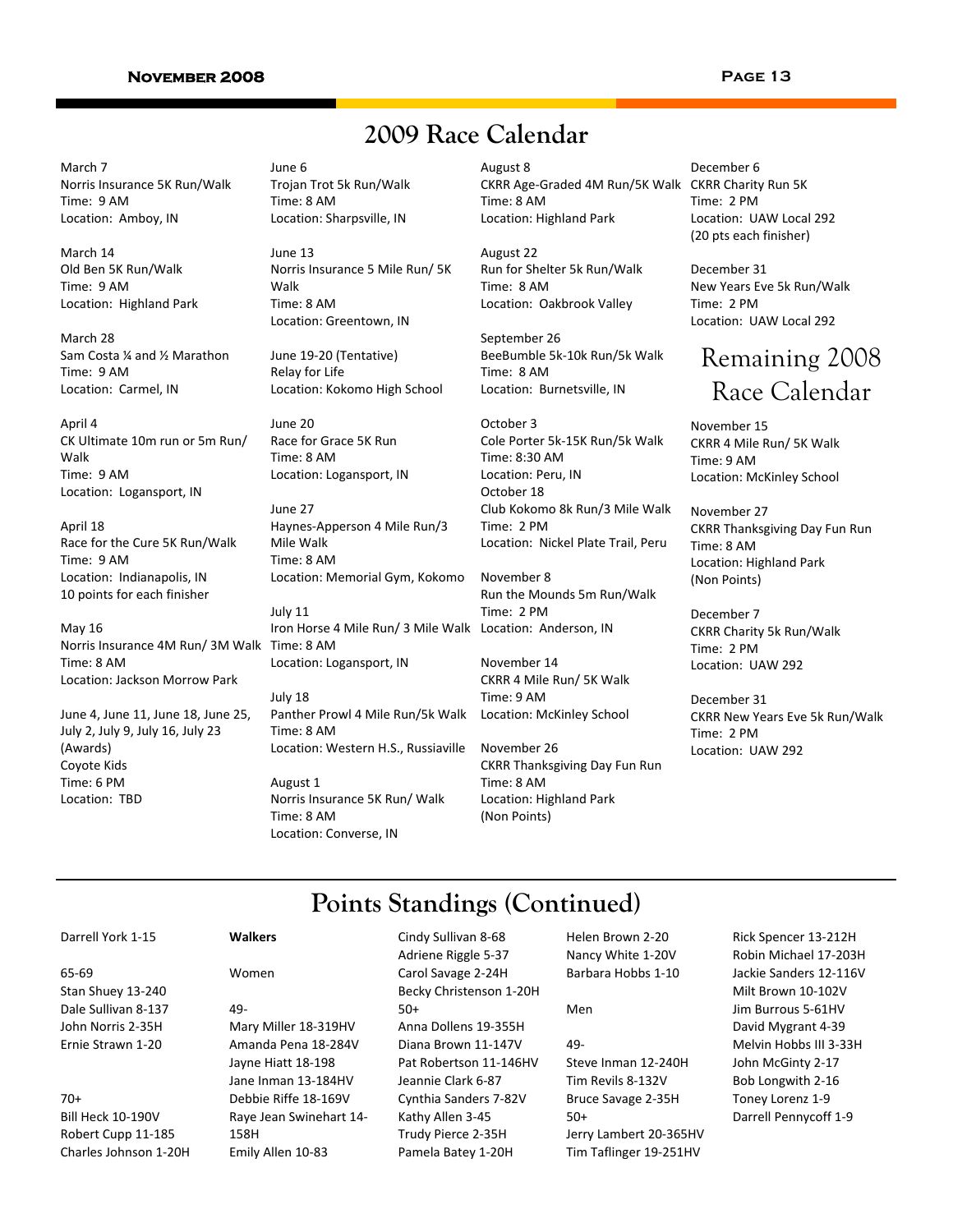## 2009 Race Calendar

March 7
Norris Insurance 5K Run/Walk
Time: 9 AM
Location: Amboy, IN

March 14
Old Ben 5K Run/Walk
Time: 9 AM
Location: Highland Park

March 28
Sam Costa ¼ and ½ Marathon
Time: 9 AM
Location: Carmel, IN

April 4
CK Ultimate 10m run or 5m Run/ Walk
Time: 9 AM
Location: Logansport, IN

April 18
Race for the Cure 5K Run/Walk
Time: 9 AM
Location: Indianapolis, IN
10 points for each finisher

May 16
Norris Insurance 4M Run/ 3M Walk
Time: 8 AM
Location: Jackson Morrow Park

June 4, June 11, June 18, June 25, July 2, July 9, July 16, July 23 (Awards)
Coyote Kids
Time: 6 PM
Location: TBD

June 6
Trojan Trot 5k Run/Walk
Time: 8 AM
Location: Sharpsville, IN

June 13
Norris Insurance 5 Mile Run/ 5K Walk
Time: 8 AM
Location: Greentown, IN

June 19-20 (Tentative)
Relay for Life
Location: Kokomo High School

June 20
Race for Grace 5K Run
Time: 8 AM
Location: Logansport, IN

June 27
Haynes-Apperson 4 Mile Run/3 Mile Walk
Time: 8 AM
Location: Memorial Gym, Kokomo

July 11
Iron Horse 4 Mile Run/ 3 Mile Walk
Time: 8 AM
Location: Logansport, IN

July 18
Panther Prowl 4 Mile Run/5k Walk
Time: 8 AM
Location: Western H.S., Russiaville

August 1
Norris Insurance 5K Run/ Walk
Time: 8 AM
Location: Converse, IN

August 8
CKRR Age-Graded 4M Run/5K Walk
Time: 8 AM
Location: Highland Park

August 22
Run for Shelter 5k Run/Walk
Time: 8 AM
Location: Oakbrook Valley

September 26
BeeBumble 5k-10k Run/5k Walk
Time: 8 AM
Location: Burnetsville, IN

October 3
Cole Porter 5k-15K Run/5k Walk
Time: 8:30 AM
Location: Peru, IN

October 18
Club Kokomo 8k Run/3 Mile Walk
Time: 2 PM
Location: Nickel Plate Trail, Peru

November 8
Run the Mounds 5m Run/Walk
Time: 2 PM
Location: Anderson, IN

November 14
CKRR 4 Mile Run/ 5K Walk
Time: 9 AM
Location: McKinley School

November 26
CKRR Thanksgiving Day Fun Run
Time: 8 AM
Location: Highland Park
(Non Points)

December 6
CKRR Charity Run 5K
Time: 2 PM
Location: UAW Local 292
(20 pts each finisher)

December 31
New Years Eve 5k Run/Walk
Time: 2 PM
Location: UAW Local 292

## Remaining 2008 Race Calendar

November 15
CKRR 4 Mile Run/ 5K Walk
Time: 9 AM
Location: McKinley School

November 27
CKRR Thanksgiving Day Fun Run
Time: 8 AM
Location: Highland Park
(Non Points)

December 7
CKRR Charity 5k Run/Walk
Time: 2 PM
Location: UAW 292

December 31
CKRR New Years Eve 5k Run/Walk
Time: 2 PM
Location: UAW 292

## Points Standings (Continued)

Darrell York 1-15

65-69
Stan Shuey 13-240
Dale Sullivan 8-137
John Norris 2-35H
Ernie Strawn 1-20

70+
Bill Heck 10-190V
Robert Cupp 11-185
Charles Johnson 1-20H

**Walkers**

Women

49-
Mary Miller 18-319HV
Amanda Pena 18-284V
Jayne Hiatt 18-198
Jane Inman 13-184HV
Debbie Riffe 18-169V
Raye Jean Swinehart 14-158H
Emily Allen 10-83
Cindy Sullivan 8-68
Adriene Riggle 5-37
Carol Savage 2-24H
Becky Christenson 1-20H

50+
Anna Dollens 19-355H
Diana Brown 11-147V
Pat Robertson 11-146HV
Jeannie Clark 6-87
Cynthia Sanders 7-82V
Kathy Allen 3-45
Trudy Pierce 2-35H
Pamela Batey 1-20H
Helen Brown 2-20
Nancy White 1-20V
Barbara Hobbs 1-10

Men

49-
Steve Inman 12-240H
Tim Revils 8-132V
Bruce Savage 2-35H

50+
Jerry Lambert 20-365HV
Tim Taflinger 19-251HV
Rick Spencer 13-212H
Robin Michael 17-203H
Jackie Sanders 12-116V
Milt Brown 10-102V
Jim Burrous 5-61HV
David Mygrant 4-39
Melvin Hobbs III 3-33H
John McGinty 2-17
Bob Longwith 2-16
Toney Lorenz 1-9
Darrell Pennycoff 1-9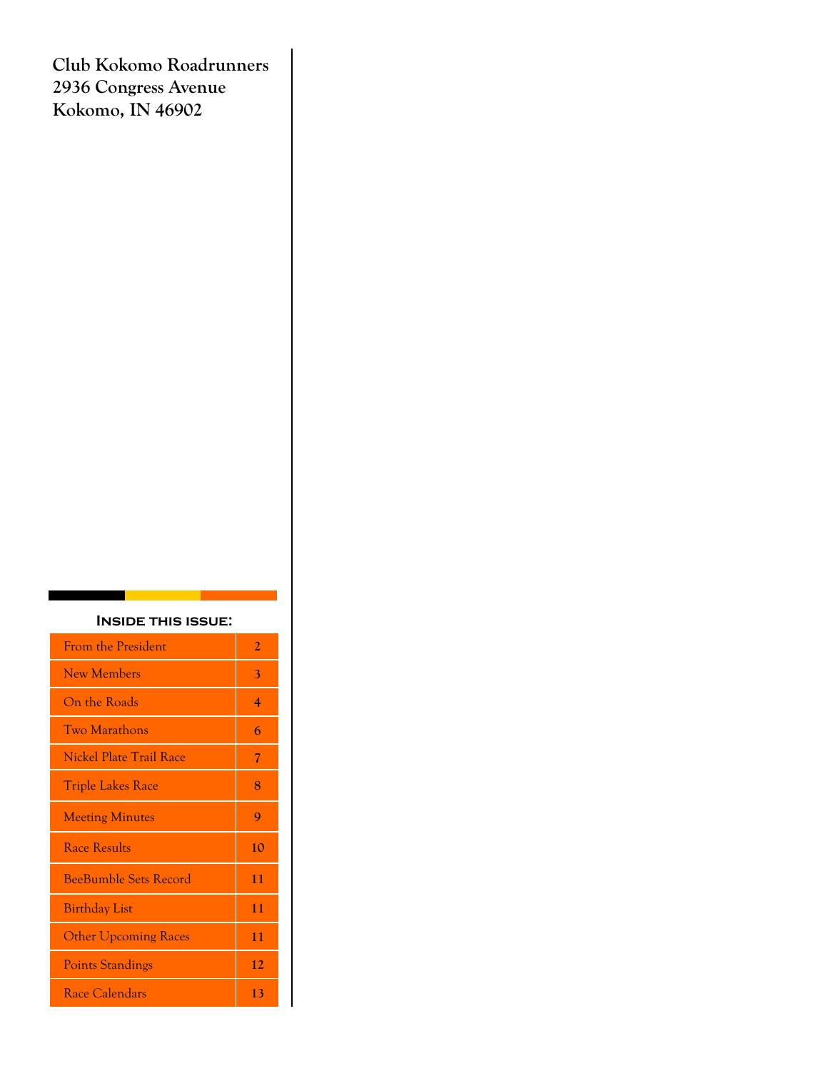**Club Kokomo Roadrunners**
**2936 Congress Avenue**
**Kokomo, IN 46902**

## Inside this issue:

| | |
|---|---|
| From the President | 2 |
| New Members | 3 |
| On the Roads | 4 |
| Two Marathons | 6 |
| Nickel Plate Trail Race | 7 |
| Triple Lakes Race | 8 |
| Meeting Minutes | 9 |
| Race Results | 10 |
| BeeBumble Sets Record | 11 |
| Birthday List | 11 |
| Other Upcoming Races | 11 |
| Points Standings | 12 |
| Race Calendars | 13 |